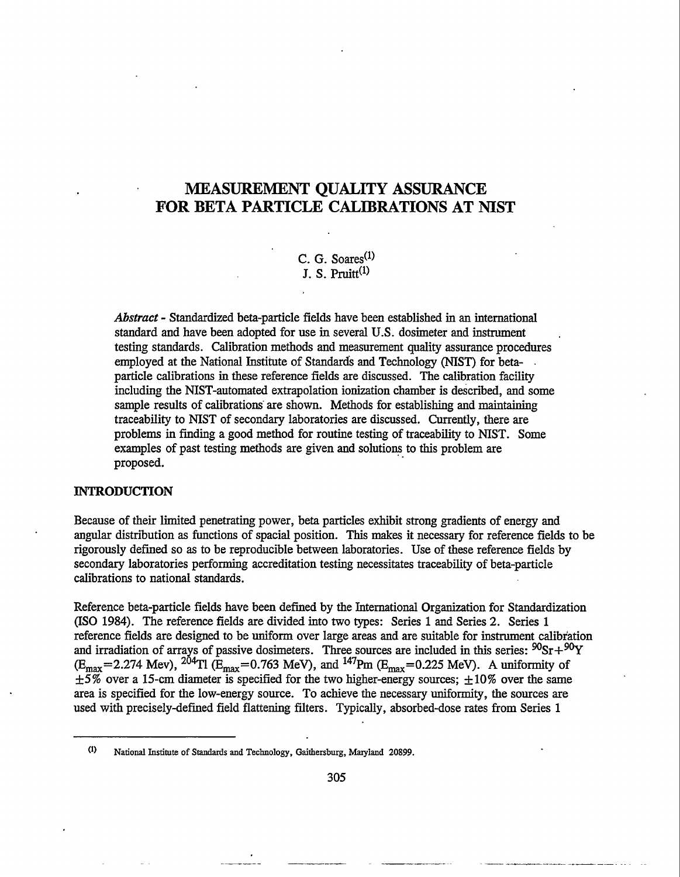# MEASUREMENT QUALITY ASSURANCE FOR BETA PARTICLE CALIBRATIONS AT NIST

C. G. Soares[1]
J. S. Pruitt[1]

***Abstract*** - Standardized beta-particle fields have been established in an international standard and have been adopted for use in several U.S. dosimeter and instrument testing standards. Calibration methods and measurement quality assurance procedures employed at the National Institute of Standards and Technology (NIST) for beta-particle calibrations in these reference fields are discussed. The calibration facility including the NIST-automated extrapolation ionization chamber is described, and some sample results of calibrations are shown. Methods for establishing and maintaining traceability to NIST of secondary laboratories are discussed. Currently, there are problems in finding a good method for routine testing of traceability to NIST. Some examples of past testing methods are given and solutions to this problem are proposed.

## INTRODUCTION

Because of their limited penetrating power, beta particles exhibit strong gradients of energy and angular distribution as functions of spacial position. This makes it necessary for reference fields to be rigorously defined so as to be reproducible between laboratories. Use of these reference fields by secondary laboratories performing accreditation testing necessitates traceability of beta-particle calibrations to national standards.

Reference beta-particle fields have been defined by the International Organization for Standardization (ISO 1984). The reference fields are divided into two types: Series 1 and Series 2. Series 1 reference fields are designed to be uniform over large areas and are suitable for instrument calibration and irradiation of arrays of passive dosimeters. Three sources are included in this series: $^{90}Sr+^{90}Y$ ($E_{max}$=2.274 Mev), $^{204}Tl$ ($E_{max}$=0.763 MeV), and $^{147}Pm$ ($E_{max}$=0.225 MeV). A uniformity of ±5% over a 15-cm diameter is specified for the two higher-energy sources; ±10% over the same area is specified for the low-energy source. To achieve the necessary uniformity, the sources are used with precisely-defined field flattening filters. Typically, absorbed-dose rates from Series 1

---

[1] National Institute of Standards and Technology, Gaithersburg, Maryland 20899.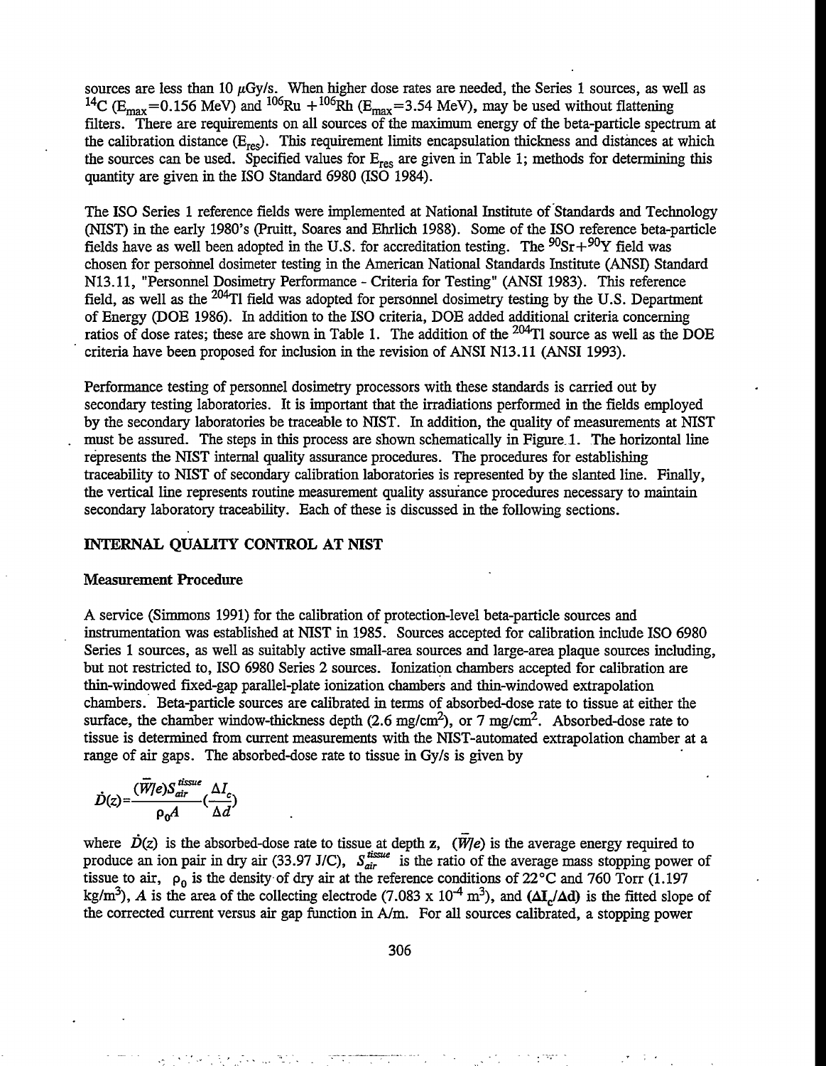sources are less than 10 $\mu$Gy/s. When higher dose rates are needed, the Series 1 sources, as well as $^{14}C$ ($E_{max}$=0.156 MeV) and $^{106}Ru + ^{106}Rh$ ($E_{max}$=3.54 MeV), may be used without flattening filters. There are requirements on all sources of the maximum energy of the beta-particle spectrum at the calibration distance ($E_{res}$). This requirement limits encapsulation thickness and distances at which the sources can be used. Specified values for $E_{res}$ are given in Table 1; methods for determining this quantity are given in the ISO Standard 6980 (ISO 1984).

The ISO Series 1 reference fields were implemented at National Institute of Standards and Technology (NIST) in the early 1980's (Pruitt, Soares and Ehrlich 1988). Some of the ISO reference beta-particle fields have as well been adopted in the U.S. for accreditation testing. The $^{90}Sr+^{90}Y$ field was chosen for personnel dosimeter testing in the American National Standards Institute (ANSI) Standard N13.11, "Personnel Dosimetry Performance - Criteria for Testing" (ANSI 1983). This reference field, as well as the $^{204}Tl$ field was adopted for personnel dosimetry testing by the U.S. Department of Energy (DOE 1986). In addition to the ISO criteria, DOE added additional criteria concerning ratios of dose rates; these are shown in Table 1. The addition of the $^{204}Tl$ source as well as the DOE criteria have been proposed for inclusion in the revision of ANSI N13.11 (ANSI 1993).

Performance testing of personnel dosimetry processors with these standards is carried out by secondary testing laboratories. It is important that the irradiations performed in the fields employed by the secondary laboratories be traceable to NIST. In addition, the quality of measurements at NIST must be assured. The steps in this process are shown schematically in Figure 1. The horizontal line represents the NIST internal quality assurance procedures. The procedures for establishing traceability to NIST of secondary calibration laboratories is represented by the slanted line. Finally, the vertical line represents routine measurement quality assurance procedures necessary to maintain secondary laboratory traceability. Each of these is discussed in the following sections.

## INTERNAL QUALITY CONTROL AT NIST

### Measurement Procedure

A service (Simmons 1991) for the calibration of protection-level beta-particle sources and instrumentation was established at NIST in 1985. Sources accepted for calibration include ISO 6980 Series 1 sources, as well as suitably active small-area sources and large-area plaque sources including, but not restricted to, ISO 6980 Series 2 sources. Ionization chambers accepted for calibration are thin-windowed fixed-gap parallel-plate ionization chambers and thin-windowed extrapolation chambers. Beta-particle sources are calibrated in terms of absorbed-dose rate to tissue at either the surface, the chamber window-thickness depth (2.6 mg/cm$^2$), or 7 mg/cm$^2$. Absorbed-dose rate to tissue is determined from current measurements with the NIST-automated extrapolation chamber at a range of air gaps. The absorbed-dose rate to tissue in Gy/s is given by

$$\dot{D}(z)=\frac{(\bar{W}/e)S_{air}^{tissue}}{\rho_0 A}\left(\frac{\Delta I_c}{\Delta d}\right)$$

where $\dot{D}(z)$ is the absorbed-dose rate to tissue at depth **z**, $(\bar{W}/e)$ is the average energy required to produce an ion pair in dry air (33.97 J/C), $S_{air}^{tissue}$ is the ratio of the average mass stopping power of tissue to air, $\rho_0$ is the density of dry air at the reference conditions of 22°C and 760 Torr (1.197 kg/m$^3$), $A$ is the area of the collecting electrode (7.083 x 10$^{-4}$ m$^3$), and $(\Delta I_c/\Delta d)$ is the fitted slope of the corrected current versus air gap function in A/m. For all sources calibrated, a stopping power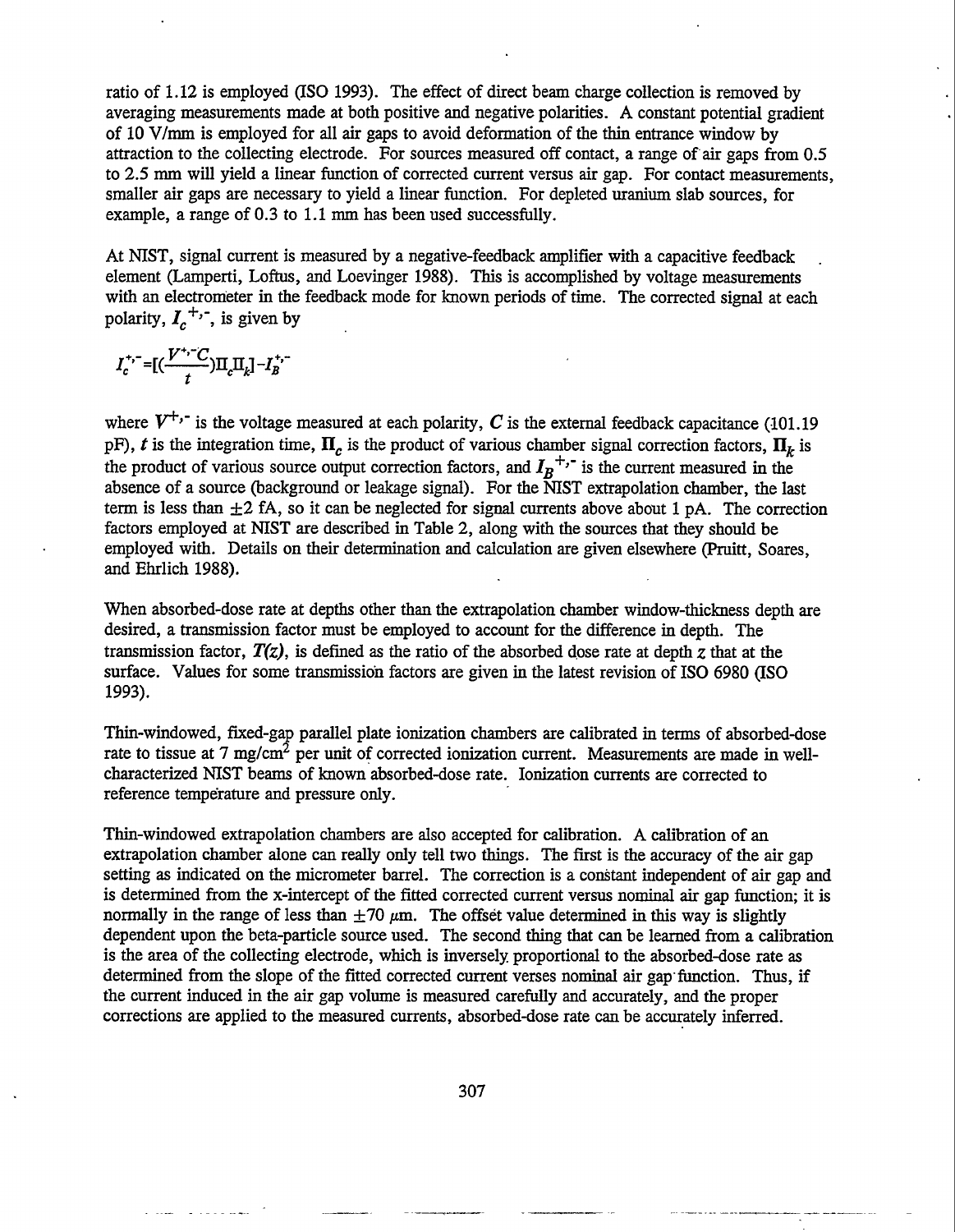ratio of 1.12 is employed (ISO 1993). The effect of direct beam charge collection is removed by averaging measurements made at both positive and negative polarities. A constant potential gradient of 10 V/mm is employed for all air gaps to avoid deformation of the thin entrance window by attraction to the collecting electrode. For sources measured off contact, a range of air gaps from 0.5 to 2.5 mm will yield a linear function of corrected current versus air gap. For contact measurements, smaller air gaps are necessary to yield a linear function. For depleted uranium slab sources, for example, a range of 0.3 to 1.1 mm has been used successfully.

At NIST, signal current is measured by a negative-feedback amplifier with a capacitive feedback element (Lamperti, Loftus, and Loevinger 1988). This is accomplished by voltage measurements with an electrometer in the feedback mode for known periods of time. The corrected signal at each polarity, $I_c^{+,-}$, is given by

$$I_c^{+,-}=[(\frac{V^{+,-}C}{t})\Pi_c\Pi_k]-I_B^{+,-}$$

where $V^{+,-}$ is the voltage measured at each polarity, $C$ is the external feedback capacitance (101.19 pF), $t$ is the integration time, $\Pi_c$ is the product of various chamber signal correction factors, $\Pi_k$ is the product of various source output correction factors, and $I_B^{+,-}$ is the current measured in the absence of a source (background or leakage signal). For the NIST extrapolation chamber, the last term is less than $\pm 2$ fA, so it can be neglected for signal currents above about 1 pA. The correction factors employed at NIST are described in Table 2, along with the sources that they should be employed with. Details on their determination and calculation are given elsewhere (Pruitt, Soares, and Ehrlich 1988).

When absorbed-dose rate at depths other than the extrapolation chamber window-thickness depth are desired, a transmission factor must be employed to account for the difference in depth. The transmission factor, $T(z)$, is defined as the ratio of the absorbed dose rate at depth $z$ that at the surface. Values for some transmission factors are given in the latest revision of ISO 6980 (ISO 1993).

Thin-windowed, fixed-gap parallel plate ionization chambers are calibrated in terms of absorbed-dose rate to tissue at 7 mg/cm$^2$ per unit of corrected ionization current. Measurements are made in well-characterized NIST beams of known absorbed-dose rate. Ionization currents are corrected to reference temperature and pressure only.

Thin-windowed extrapolation chambers are also accepted for calibration. A calibration of an extrapolation chamber alone can really only tell two things. The first is the accuracy of the air gap setting as indicated on the micrometer barrel. The correction is a constant independent of air gap and is determined from the x-intercept of the fitted corrected current versus nominal air gap function; it is normally in the range of less than $\pm 70$ $\mu$m. The offset value determined in this way is slightly dependent upon the beta-particle source used. The second thing that can be learned from a calibration is the area of the collecting electrode, which is inversely proportional to the absorbed-dose rate as determined from the slope of the fitted corrected current verses nominal air gap function. Thus, if the current induced in the air gap volume is measured carefully and accurately, and the proper corrections are applied to the measured currents, absorbed-dose rate can be accurately inferred.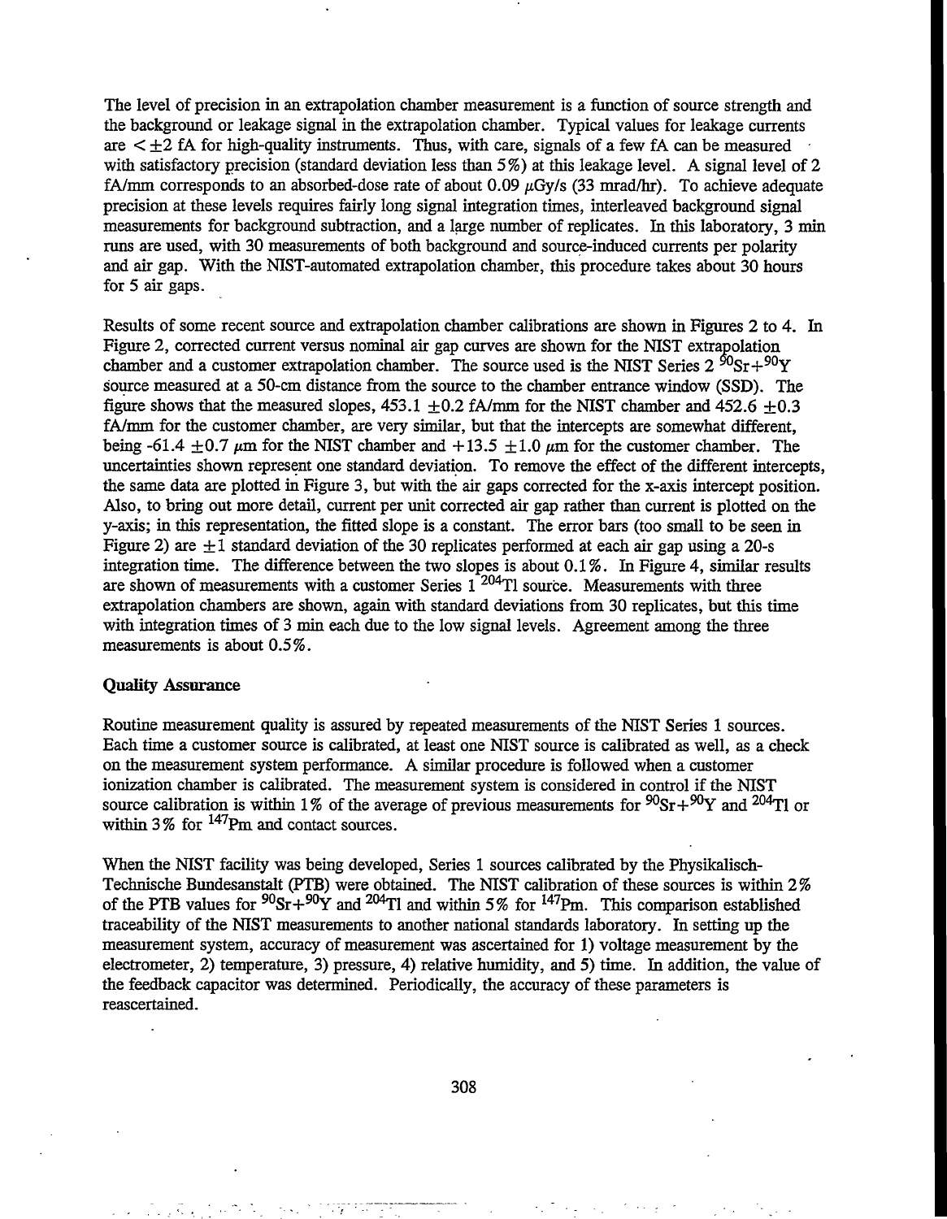The level of precision in an extrapolation chamber measurement is a function of source strength and the background or leakage signal in the extrapolation chamber. Typical values for leakage currents are $< \pm 2$ fA for high-quality instruments. Thus, with care, signals of a few fA can be measured with satisfactory precision (standard deviation less than 5%) at this leakage level. A signal level of 2 fA/mm corresponds to an absorbed-dose rate of about 0.09 $\mu$Gy/s (33 mrad/hr). To achieve adequate precision at these levels requires fairly long signal integration times, interleaved background signal measurements for background subtraction, and a large number of replicates. In this laboratory, 3 min runs are used, with 30 measurements of both background and source-induced currents per polarity and air gap. With the NIST-automated extrapolation chamber, this procedure takes about 30 hours for 5 air gaps.

Results of some recent source and extrapolation chamber calibrations are shown in Figures 2 to 4. In Figure 2, corrected current versus nominal air gap curves are shown for the NIST extrapolation chamber and a customer extrapolation chamber. The source used is the NIST Series 2 $^{90}Sr+^{90}Y$ source measured at a 50-cm distance from the source to the chamber entrance window (SSD). The figure shows that the measured slopes, 453.1 $\pm 0.2$ fA/mm for the NIST chamber and 452.6 $\pm 0.3$ fA/mm for the customer chamber, are very similar, but that the intercepts are somewhat different, being -61.4 $\pm 0.7$ $\mu$m for the NIST chamber and +13.5 $\pm 1.0$ $\mu$m for the customer chamber. The uncertainties shown represent one standard deviation. To remove the effect of the different intercepts, the same data are plotted in Figure 3, but with the air gaps corrected for the x-axis intercept position. Also, to bring out more detail, current per unit corrected air gap rather than current is plotted on the y-axis; in this representation, the fitted slope is a constant. The error bars (too small to be seen in Figure 2) are $\pm 1$ standard deviation of the 30 replicates performed at each air gap using a 20-s integration time. The difference between the two slopes is about 0.1%. In Figure 4, similar results are shown of measurements with a customer Series 1 $^{204}Tl$ source. Measurements with three extrapolation chambers are shown, again with standard deviations from 30 replicates, but this time with integration times of 3 min each due to the low signal levels. Agreement among the three measurements is about 0.5%.

**Quality Assurance**

Routine measurement quality is assured by repeated measurements of the NIST Series 1 sources. Each time a customer source is calibrated, at least one NIST source is calibrated as well, as a check on the measurement system performance. A similar procedure is followed when a customer ionization chamber is calibrated. The measurement system is considered in control if the NIST source calibration is within 1% of the average of previous measurements for $^{90}Sr+^{90}Y$ and $^{204}Tl$ or within 3% for $^{147}Pm$ and contact sources.

When the NIST facility was being developed, Series 1 sources calibrated by the Physikalisch-Technische Bundesanstalt (PTB) were obtained. The NIST calibration of these sources is within 2% of the PTB values for $^{90}Sr+^{90}Y$ and $^{204}Tl$ and within 5% for $^{147}Pm$. This comparison established traceability of the NIST measurements to another national standards laboratory. In setting up the measurement system, accuracy of measurement was ascertained for 1) voltage measurement by the electrometer, 2) temperature, 3) pressure, 4) relative humidity, and 5) time. In addition, the value of the feedback capacitor was determined. Periodically, the accuracy of these parameters is reascertained.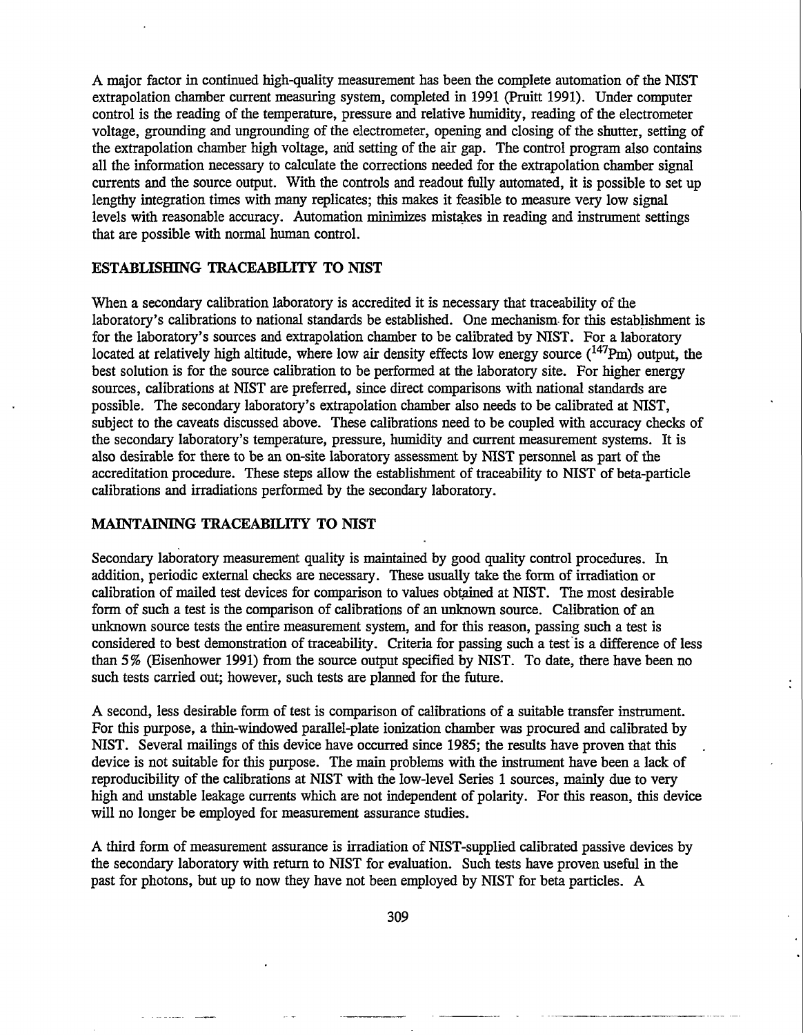A major factor in continued high-quality measurement has been the complete automation of the NIST extrapolation chamber current measuring system, completed in 1991 (Pruitt 1991). Under computer control is the reading of the temperature, pressure and relative humidity, reading of the electrometer voltage, grounding and ungrounding of the electrometer, opening and closing of the shutter, setting of the extrapolation chamber high voltage, and setting of the air gap. The control program also contains all the information necessary to calculate the corrections needed for the extrapolation chamber signal currents and the source output. With the controls and readout fully automated, it is possible to set up lengthy integration times with many replicates; this makes it feasible to measure very low signal levels with reasonable accuracy. Automation minimizes mistakes in reading and instrument settings that are possible with normal human control.

## ESTABLISHING TRACEABILITY TO NIST

When a secondary calibration laboratory is accredited it is necessary that traceability of the laboratory's calibrations to national standards be established. One mechanism for this establishment is for the laboratory's sources and extrapolation chamber to be calibrated by NIST. For a laboratory located at relatively high altitude, where low air density effects low energy source ($^{147}$Pm) output, the best solution is for the source calibration to be performed at the laboratory site. For higher energy sources, calibrations at NIST are preferred, since direct comparisons with national standards are possible. The secondary laboratory's extrapolation chamber also needs to be calibrated at NIST, subject to the caveats discussed above. These calibrations need to be coupled with accuracy checks of the secondary laboratory's temperature, pressure, humidity and current measurement systems. It is also desirable for there to be an on-site laboratory assessment by NIST personnel as part of the accreditation procedure. These steps allow the establishment of traceability to NIST of beta-particle calibrations and irradiations performed by the secondary laboratory.

## MAINTAINING TRACEABILITY TO NIST

Secondary laboratory measurement quality is maintained by good quality control procedures. In addition, periodic external checks are necessary. These usually take the form of irradiation or calibration of mailed test devices for comparison to values obtained at NIST. The most desirable form of such a test is the comparison of calibrations of an unknown source. Calibration of an unknown source tests the entire measurement system, and for this reason, passing such a test is considered to best demonstration of traceability. Criteria for passing such a test is a difference of less than 5% (Eisenhower 1991) from the source output specified by NIST. To date, there have been no such tests carried out; however, such tests are planned for the future.

A second, less desirable form of test is comparison of calibrations of a suitable transfer instrument. For this purpose, a thin-windowed parallel-plate ionization chamber was procured and calibrated by NIST. Several mailings of this device have occurred since 1985; the results have proven that this device is not suitable for this purpose. The main problems with the instrument have been a lack of reproducibility of the calibrations at NIST with the low-level Series 1 sources, mainly due to very high and unstable leakage currents which are not independent of polarity. For this reason, this device will no longer be employed for measurement assurance studies.

A third form of measurement assurance is irradiation of NIST-supplied calibrated passive devices by the secondary laboratory with return to NIST for evaluation. Such tests have proven useful in the past for photons, but up to now they have not been employed by NIST for beta particles. A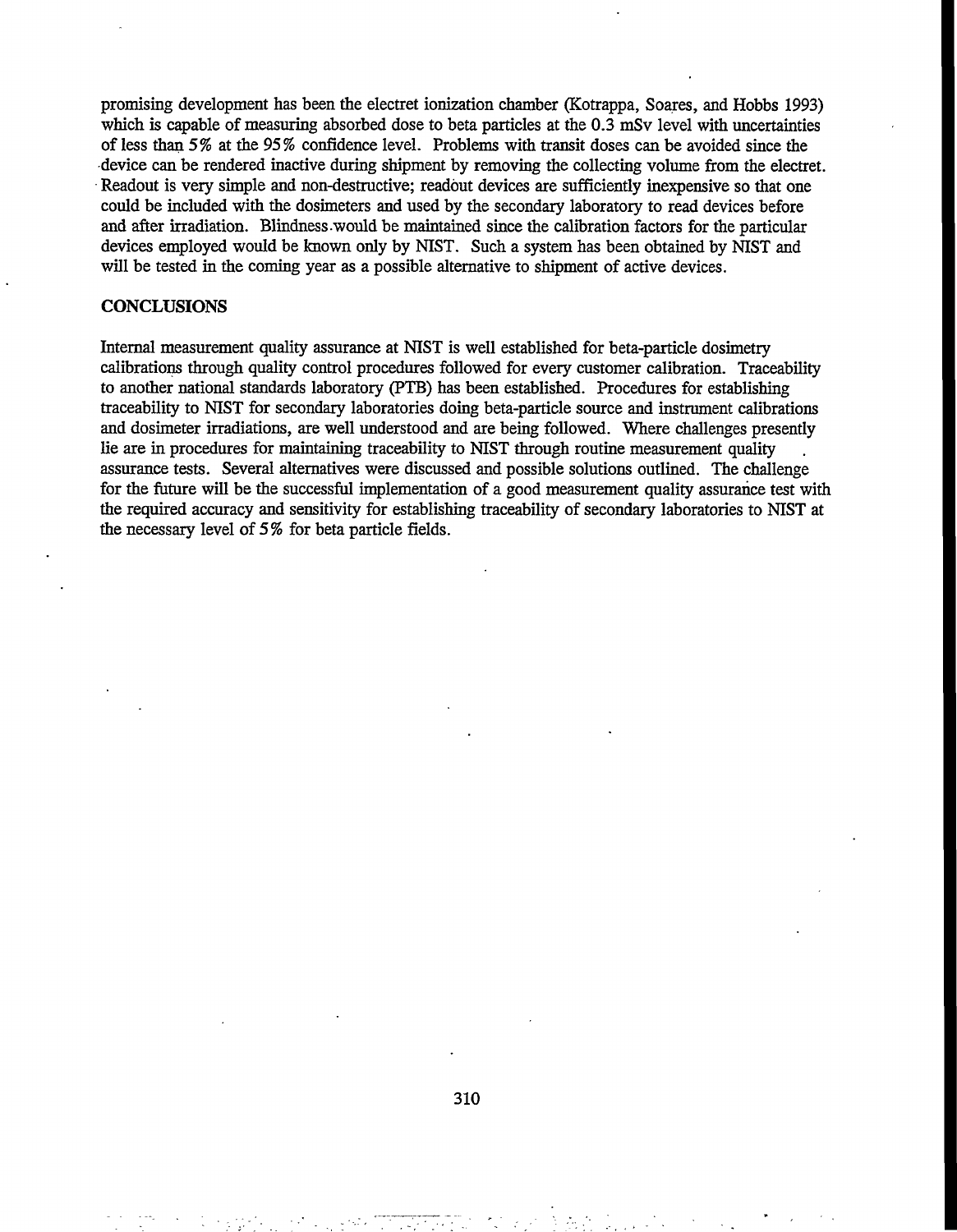promising development has been the electret ionization chamber (Kotrappa, Soares, and Hobbs 1993) which is capable of measuring absorbed dose to beta particles at the 0.3 mSv level with uncertainties of less than 5% at the 95% confidence level. Problems with transit doses can be avoided since the device can be rendered inactive during shipment by removing the collecting volume from the electret. Readout is very simple and non-destructive; readout devices are sufficiently inexpensive so that one could be included with the dosimeters and used by the secondary laboratory to read devices before and after irradiation. Blindness would be maintained since the calibration factors for the particular devices employed would be known only by NIST. Such a system has been obtained by NIST and will be tested in the coming year as a possible alternative to shipment of active devices.

## CONCLUSIONS

Internal measurement quality assurance at NIST is well established for beta-particle dosimetry calibrations through quality control procedures followed for every customer calibration. Traceability to another national standards laboratory (PTB) has been established. Procedures for establishing traceability to NIST for secondary laboratories doing beta-particle source and instrument calibrations and dosimeter irradiations, are well understood and are being followed. Where challenges presently lie are in procedures for maintaining traceability to NIST through routine measurement quality assurance tests. Several alternatives were discussed and possible solutions outlined. The challenge for the future will be the successful implementation of a good measurement quality assurance test with the required accuracy and sensitivity for establishing traceability of secondary laboratories to NIST at the necessary level of 5% for beta particle fields.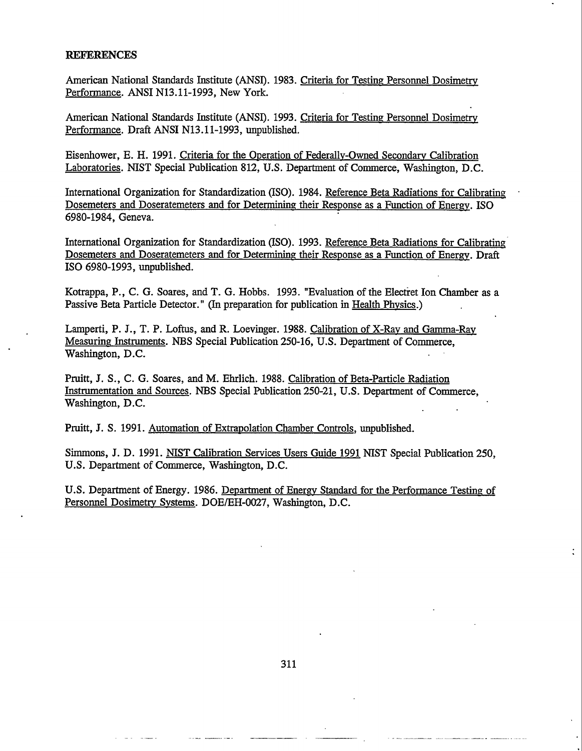**REFERENCES**

American National Standards Institute (ANSI). 1983. Criteria for Testing Personnel Dosimetry Performance. ANSI N13.11-1993, New York.

American National Standards Institute (ANSI). 1993. Criteria for Testing Personnel Dosimetry Performance. Draft ANSI N13.11-1993, unpublished.

Eisenhower, E. H. 1991. Criteria for the Operation of Federally-Owned Secondary Calibration Laboratories. NIST Special Publication 812, U.S. Department of Commerce, Washington, D.C.

International Organization for Standardization (ISO). 1984. Reference Beta Radiations for Calibrating Dosemeters and Doseratemeters and for Determining their Response as a Function of Energy. ISO 6980-1984, Geneva.

International Organization for Standardization (ISO). 1993. Reference Beta Radiations for Calibrating Dosemeters and Doseratemeters and for Determining their Response as a Function of Energy. Draft ISO 6980-1993, unpublished.

Kotrappa, P., C. G. Soares, and T. G. Hobbs. 1993. "Evaluation of the Electret Ion Chamber as a Passive Beta Particle Detector." (In preparation for publication in Health Physics.)

Lamperti, P. J., T. P. Loftus, and R. Loevinger. 1988. Calibration of X-Ray and Gamma-Ray Measuring Instruments. NBS Special Publication 250-16, U.S. Department of Commerce, Washington, D.C.

Pruitt, J. S., C. G. Soares, and M. Ehrlich. 1988. Calibration of Beta-Particle Radiation Instrumentation and Sources. NBS Special Publication 250-21, U.S. Department of Commerce, Washington, D.C.

Pruitt, J. S. 1991. Automation of Extrapolation Chamber Controls, unpublished.

Simmons, J. D. 1991. NIST Calibration Services Users Guide 1991 NIST Special Publication 250, U.S. Department of Commerce, Washington, D.C.

U.S. Department of Energy. 1986. Department of Energy Standard for the Performance Testing of Personnel Dosimetry Systems. DOE/EH-0027, Washington, D.C.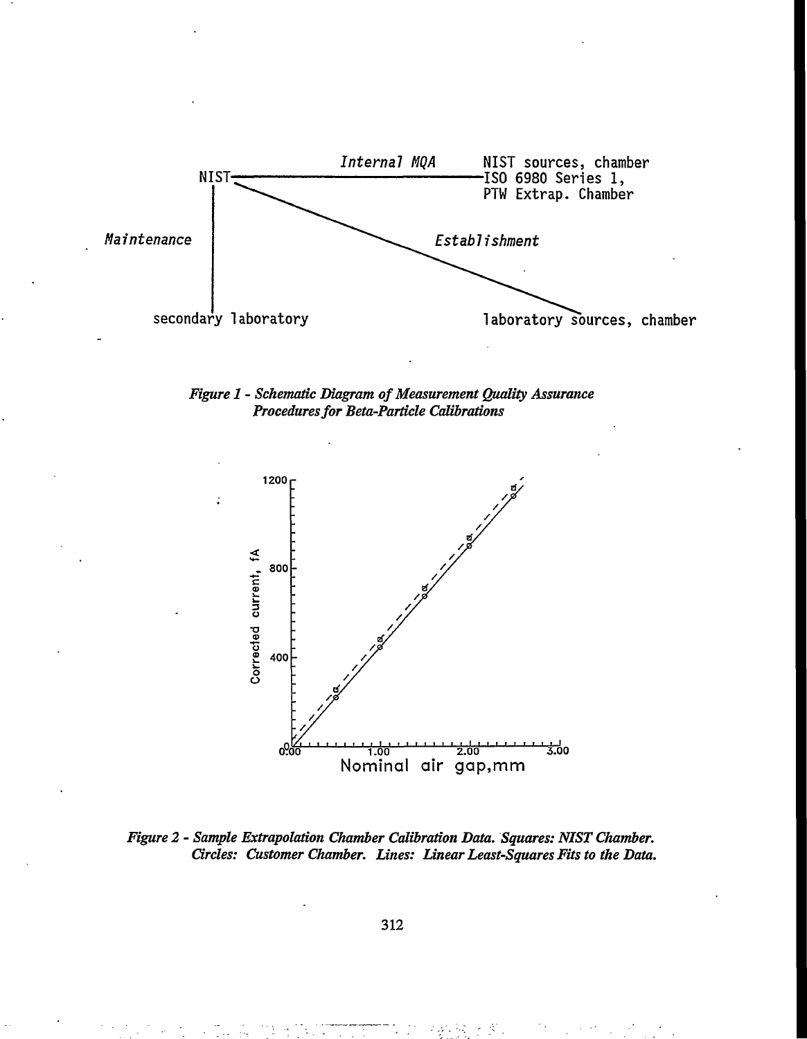*Figure 1 - Schematic Diagram of Measurement Quality Assurance Procedures for Beta-Particle Calibrations*

*Figure 2 - Sample Extrapolation Chamber Calibration Data. Squares: NIST Chamber. Circles: Customer Chamber. Lines: Linear Least-Squares Fits to the Data.*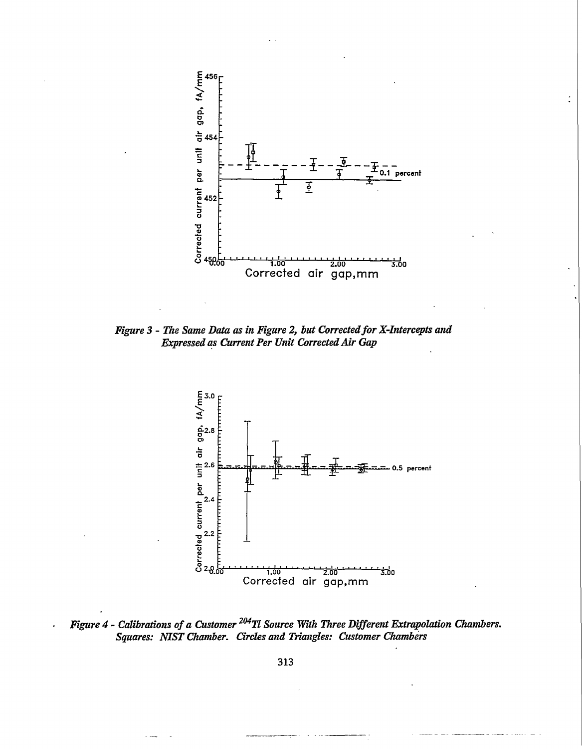*Figure 3 - The Same Data as in Figure 2, but Corrected for X-Intercepts and Expressed as Current Per Unit Corrected Air Gap*

*Figure 4 - Calibrations of a Customer $^{204}$Tl Source With Three Different Extrapolation Chambers. Squares: NIST Chamber. Circles and Triangles: Customer Chambers*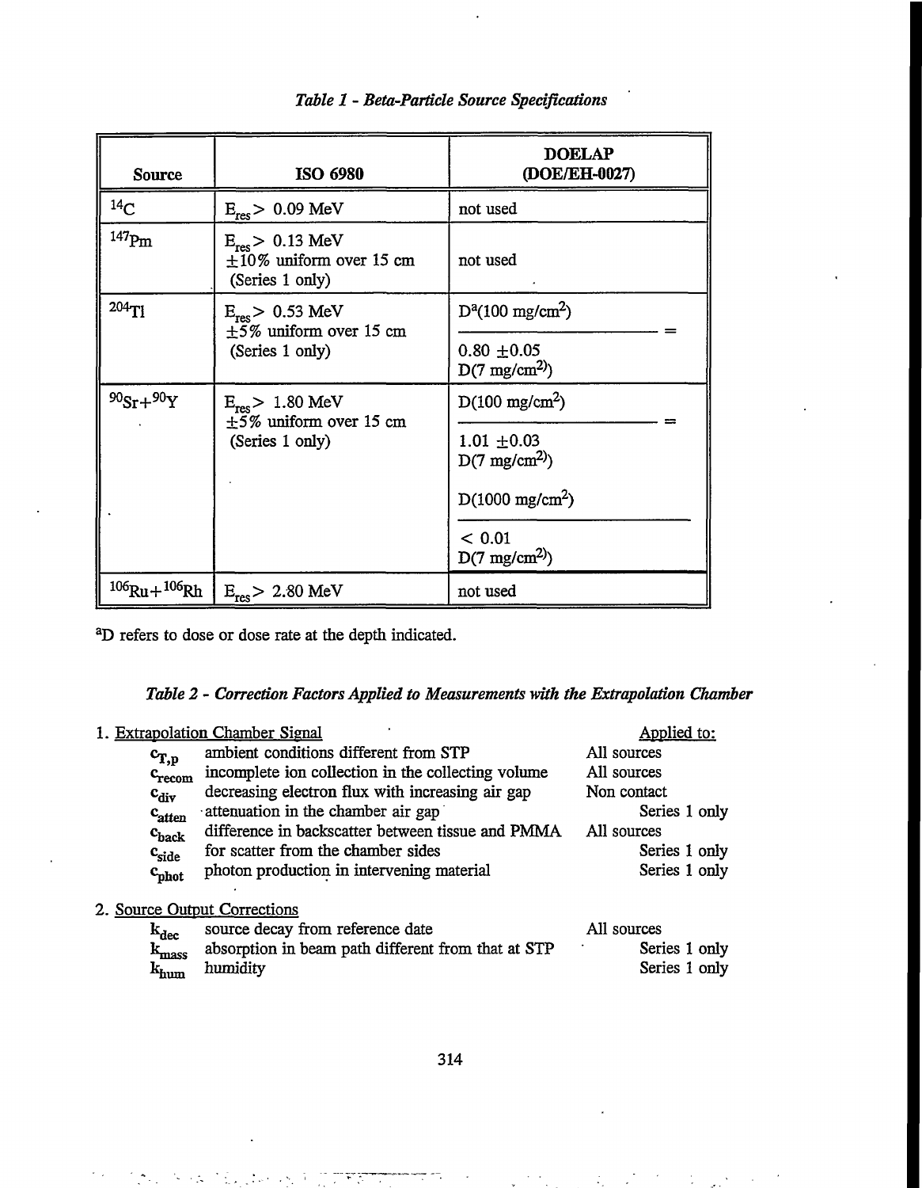*Table 1 - Beta-Particle Source Specifications*

| Source | ISO 6980 | DOELAP (DOE/EH-0027) |
|---|---|---|
| $^{14}C$ | $E_{res} > 0.09$ MeV | not used |
| $^{147}Pm$ | $E_{res} > 0.13$ MeV ±10% uniform over 15 cm (Series 1 only) | not used |
| $^{204}Tl$ | $E_{res} > 0.53$ MeV ±5% uniform over 15 cm (Series 1 only) | $\frac{D^{a}(100\ mg/cm^2)}{D(7\ mg/cm^2)} = 0.80 \pm 0.05$ |
| $^{90}Sr + ^{90}Y$ | $E_{res} > 1.80$ MeV ±5% uniform over 15 cm (Series 1 only) | $\frac{D(100\ mg/cm^2)}{D(7\ mg/cm^2)} = 1.01 \pm 0.03$ <br> $\frac{D(1000\ mg/cm^2)}{D(7\ mg/cm^2)} < 0.01$ |
| $^{106}Ru + ^{106}Rh$ | $E_{res} > 2.80$ MeV | not used |

[a]D refers to dose or dose rate at the depth indicated.

*Table 2 - Correction Factors Applied to Measurements with the Extrapolation Chamber*

| | | Applied to: |
|---|---|---|
| **1. Extrapolation Chamber Signal** | | |
| $c_{T,p}$ | ambient conditions different from STP | All sources |
| $c_{recom}$ | incomplete ion collection in the collecting volume | All sources |
| $c_{div}$ | decreasing electron flux with increasing air gap | Non contact |
| $c_{atten}$ | attenuation in the chamber air gap | Series 1 only |
| $c_{back}$ | difference in backscatter between tissue and PMMA | All sources |
| $c_{side}$ | for scatter from the chamber sides | Series 1 only |
| $c_{phot}$ | photon production in intervening material | Series 1 only |
| **2. Source Output Corrections** | | |
| $k_{dec}$ | source decay from reference date | All sources |
| $k_{mass}$ | absorption in beam path different from that at STP | Series 1 only |
| $k_{hum}$ | humidity | Series 1 only |